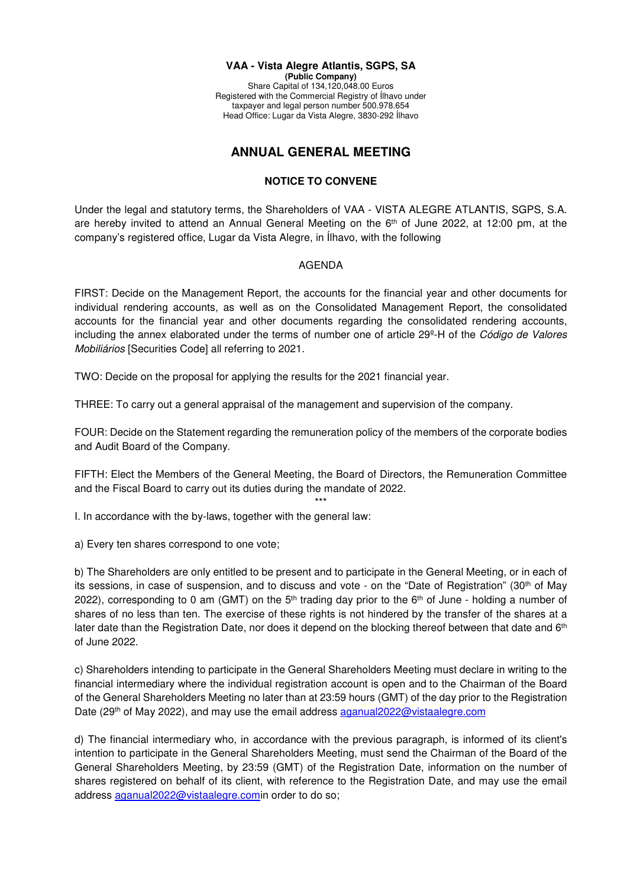**VAA - Vista Alegre Atlantis, SGPS, SA**
**(Public Company)**
Share Capital of 134,120,048.00 Euros
Registered with the Commercial Registry of Ílhavo under taxpayer and legal person number 500.978.654
Head Office: Lugar da Vista Alegre, 3830-292 Ílhavo

# ANNUAL GENERAL MEETING

## NOTICE TO CONVENE

Under the legal and statutory terms, the Shareholders of VAA - VISTA ALEGRE ATLANTIS, SGPS, S.A. are hereby invited to attend an Annual General Meeting on the 6th of June 2022, at 12:00 pm, at the company's registered office, Lugar da Vista Alegre, in Ílhavo, with the following

AGENDA

FIRST: Decide on the Management Report, the accounts for the financial year and other documents for individual rendering accounts, as well as on the Consolidated Management Report, the consolidated accounts for the financial year and other documents regarding the consolidated rendering accounts, including the annex elaborated under the terms of number one of article 29º-H of the *Código de Valores Mobiliários* [Securities Code] all referring to 2021.

TWO: Decide on the proposal for applying the results for the 2021 financial year.

THREE: To carry out a general appraisal of the management and supervision of the company.

FOUR: Decide on the Statement regarding the remuneration policy of the members of the corporate bodies and Audit Board of the Company.

FIFTH: Elect the Members of the General Meeting, the Board of Directors, the Remuneration Committee and the Fiscal Board to carry out its duties during the mandate of 2022.

\*\*\*

I. In accordance with the by-laws, together with the general law:

a) Every ten shares correspond to one vote;

b) The Shareholders are only entitled to be present and to participate in the General Meeting, or in each of its sessions, in case of suspension, and to discuss and vote - on the "Date of Registration" (30th of May 2022), corresponding to 0 am (GMT) on the 5th trading day prior to the 6th of June - holding a number of shares of no less than ten. The exercise of these rights is not hindered by the transfer of the shares at a later date than the Registration Date, nor does it depend on the blocking thereof between that date and 6th of June 2022.

c) Shareholders intending to participate in the General Shareholders Meeting must declare in writing to the financial intermediary where the individual registration account is open and to the Chairman of the Board of the General Shareholders Meeting no later than at 23:59 hours (GMT) of the day prior to the Registration Date (29th of May 2022), and may use the email address aganual2022@vistaalegre.com

d) The financial intermediary who, in accordance with the previous paragraph, is informed of its client's intention to participate in the General Shareholders Meeting, must send the Chairman of the Board of the General Shareholders Meeting, by 23:59 (GMT) of the Registration Date, information on the number of shares registered on behalf of its client, with reference to the Registration Date, and may use the email address aganual2022@vistaalegre.comin order to do so;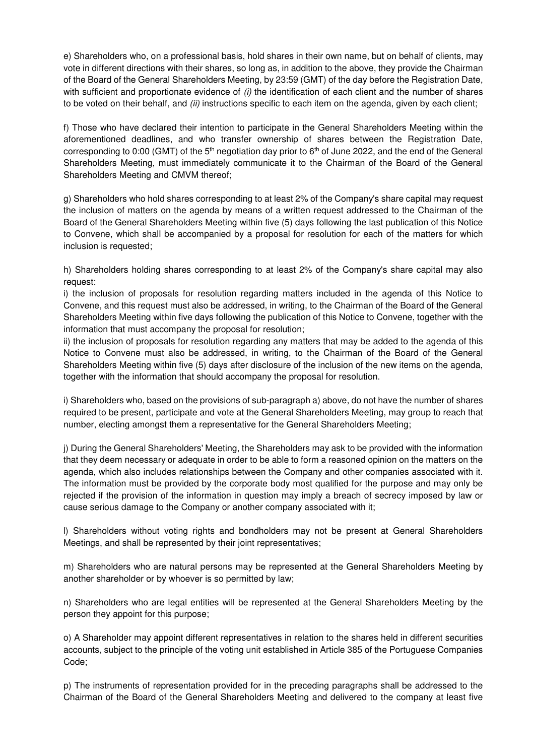e) Shareholders who, on a professional basis, hold shares in their own name, but on behalf of clients, may vote in different directions with their shares, so long as, in addition to the above, they provide the Chairman of the Board of the General Shareholders Meeting, by 23:59 (GMT) of the day before the Registration Date, with sufficient and proportionate evidence of *(i)* the identification of each client and the number of shares to be voted on their behalf, and *(ii)* instructions specific to each item on the agenda, given by each client;

f) Those who have declared their intention to participate in the General Shareholders Meeting within the aforementioned deadlines, and who transfer ownership of shares between the Registration Date, corresponding to 0:00 (GMT) of the 5th negotiation day prior to 6th of June 2022, and the end of the General Shareholders Meeting, must immediately communicate it to the Chairman of the Board of the General Shareholders Meeting and CMVM thereof;

g) Shareholders who hold shares corresponding to at least 2% of the Company's share capital may request the inclusion of matters on the agenda by means of a written request addressed to the Chairman of the Board of the General Shareholders Meeting within five (5) days following the last publication of this Notice to Convene, which shall be accompanied by a proposal for resolution for each of the matters for which inclusion is requested;

h) Shareholders holding shares corresponding to at least 2% of the Company's share capital may also request:

i) the inclusion of proposals for resolution regarding matters included in the agenda of this Notice to Convene, and this request must also be addressed, in writing, to the Chairman of the Board of the General Shareholders Meeting within five days following the publication of this Notice to Convene, together with the information that must accompany the proposal for resolution;

ii) the inclusion of proposals for resolution regarding any matters that may be added to the agenda of this Notice to Convene must also be addressed, in writing, to the Chairman of the Board of the General Shareholders Meeting within five (5) days after disclosure of the inclusion of the new items on the agenda, together with the information that should accompany the proposal for resolution.

i) Shareholders who, based on the provisions of sub-paragraph a) above, do not have the number of shares required to be present, participate and vote at the General Shareholders Meeting, may group to reach that number, electing amongst them a representative for the General Shareholders Meeting;

j) During the General Shareholders' Meeting, the Shareholders may ask to be provided with the information that they deem necessary or adequate in order to be able to form a reasoned opinion on the matters on the agenda, which also includes relationships between the Company and other companies associated with it. The information must be provided by the corporate body most qualified for the purpose and may only be rejected if the provision of the information in question may imply a breach of secrecy imposed by law or cause serious damage to the Company or another company associated with it;

l) Shareholders without voting rights and bondholders may not be present at General Shareholders Meetings, and shall be represented by their joint representatives;

m) Shareholders who are natural persons may be represented at the General Shareholders Meeting by another shareholder or by whoever is so permitted by law;

n) Shareholders who are legal entities will be represented at the General Shareholders Meeting by the person they appoint for this purpose;

o) A Shareholder may appoint different representatives in relation to the shares held in different securities accounts, subject to the principle of the voting unit established in Article 385 of the Portuguese Companies Code;

p) The instruments of representation provided for in the preceding paragraphs shall be addressed to the Chairman of the Board of the General Shareholders Meeting and delivered to the company at least five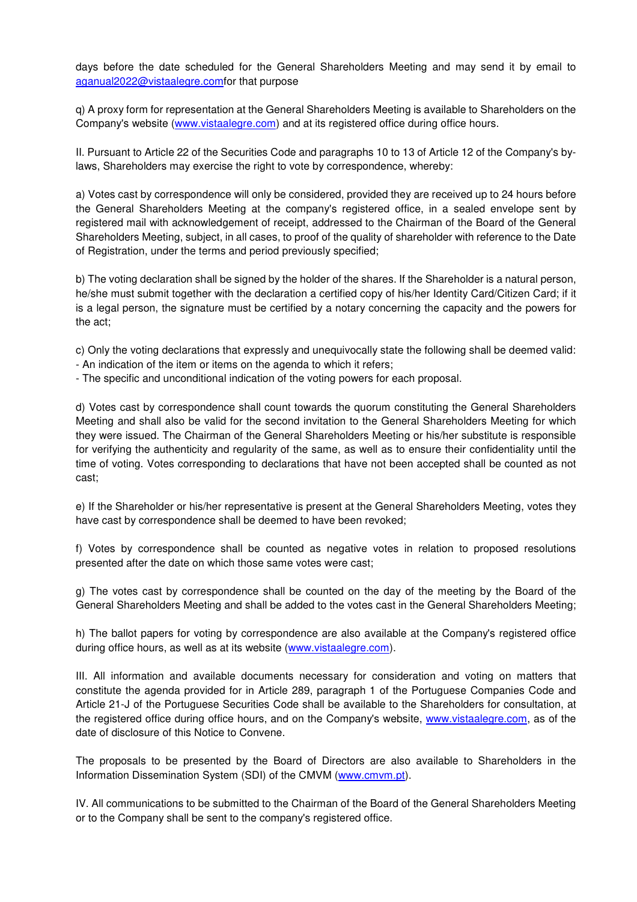days before the date scheduled for the General Shareholders Meeting and may send it by email to aganual2022@vistaalegre.comfor that purpose

q) A proxy form for representation at the General Shareholders Meeting is available to Shareholders on the Company's website (www.vistaalegre.com) and at its registered office during office hours.

II. Pursuant to Article 22 of the Securities Code and paragraphs 10 to 13 of Article 12 of the Company's by-laws, Shareholders may exercise the right to vote by correspondence, whereby:

a) Votes cast by correspondence will only be considered, provided they are received up to 24 hours before the General Shareholders Meeting at the company's registered office, in a sealed envelope sent by registered mail with acknowledgement of receipt, addressed to the Chairman of the Board of the General Shareholders Meeting, subject, in all cases, to proof of the quality of shareholder with reference to the Date of Registration, under the terms and period previously specified;

b) The voting declaration shall be signed by the holder of the shares. If the Shareholder is a natural person, he/she must submit together with the declaration a certified copy of his/her Identity Card/Citizen Card; if it is a legal person, the signature must be certified by a notary concerning the capacity and the powers for the act;

c) Only the voting declarations that expressly and unequivocally state the following shall be deemed valid:
- An indication of the item or items on the agenda to which it refers;
- The specific and unconditional indication of the voting powers for each proposal.

d) Votes cast by correspondence shall count towards the quorum constituting the General Shareholders Meeting and shall also be valid for the second invitation to the General Shareholders Meeting for which they were issued. The Chairman of the General Shareholders Meeting or his/her substitute is responsible for verifying the authenticity and regularity of the same, as well as to ensure their confidentiality until the time of voting. Votes corresponding to declarations that have not been accepted shall be counted as not cast;

e) If the Shareholder or his/her representative is present at the General Shareholders Meeting, votes they have cast by correspondence shall be deemed to have been revoked;

f) Votes by correspondence shall be counted as negative votes in relation to proposed resolutions presented after the date on which those same votes were cast;

g) The votes cast by correspondence shall be counted on the day of the meeting by the Board of the General Shareholders Meeting and shall be added to the votes cast in the General Shareholders Meeting;

h) The ballot papers for voting by correspondence are also available at the Company's registered office during office hours, as well as at its website (www.vistaalegre.com).

III. All information and available documents necessary for consideration and voting on matters that constitute the agenda provided for in Article 289, paragraph 1 of the Portuguese Companies Code and Article 21-J of the Portuguese Securities Code shall be available to the Shareholders for consultation, at the registered office during office hours, and on the Company's website, www.vistaalegre.com, as of the date of disclosure of this Notice to Convene.

The proposals to be presented by the Board of Directors are also available to Shareholders in the Information Dissemination System (SDI) of the CMVM (www.cmvm.pt).

IV. All communications to be submitted to the Chairman of the Board of the General Shareholders Meeting or to the Company shall be sent to the company's registered office.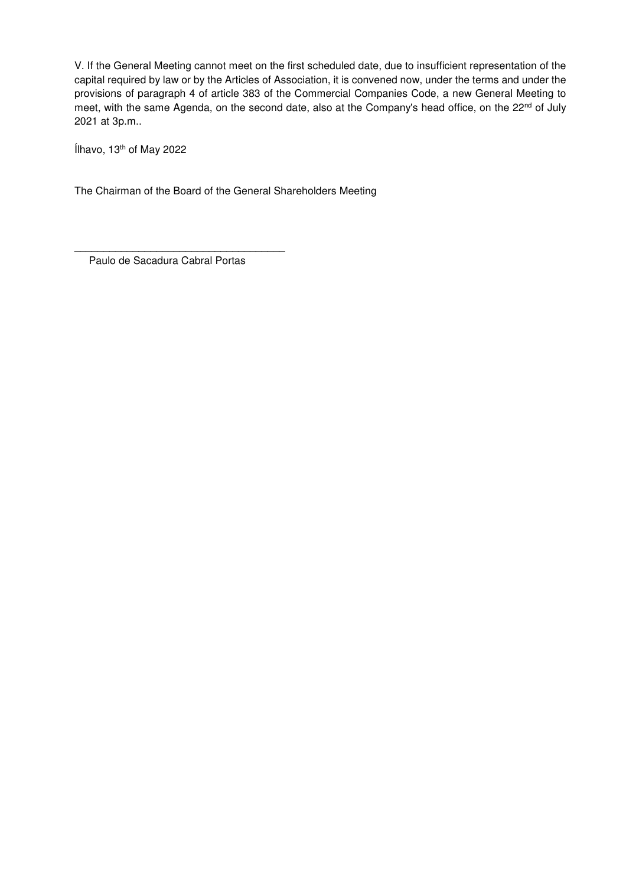V. If the General Meeting cannot meet on the first scheduled date, due to insufficient representation of the capital required by law or by the Articles of Association, it is convened now, under the terms and under the provisions of paragraph 4 of article 383 of the Commercial Companies Code, a new General Meeting to meet, with the same Agenda, on the second date, also at the Company's head office, on the 22nd of July 2021 at 3p.m..

Ílhavo, 13th of May 2022

The Chairman of the Board of the General Shareholders Meeting

\_\_\_\_\_\_\_\_\_\_\_\_\_\_\_\_\_\_\_\_\_\_\_\_\_\_\_\_\_\_\_\_\_\_\_\_

Paulo de Sacadura Cabral Portas